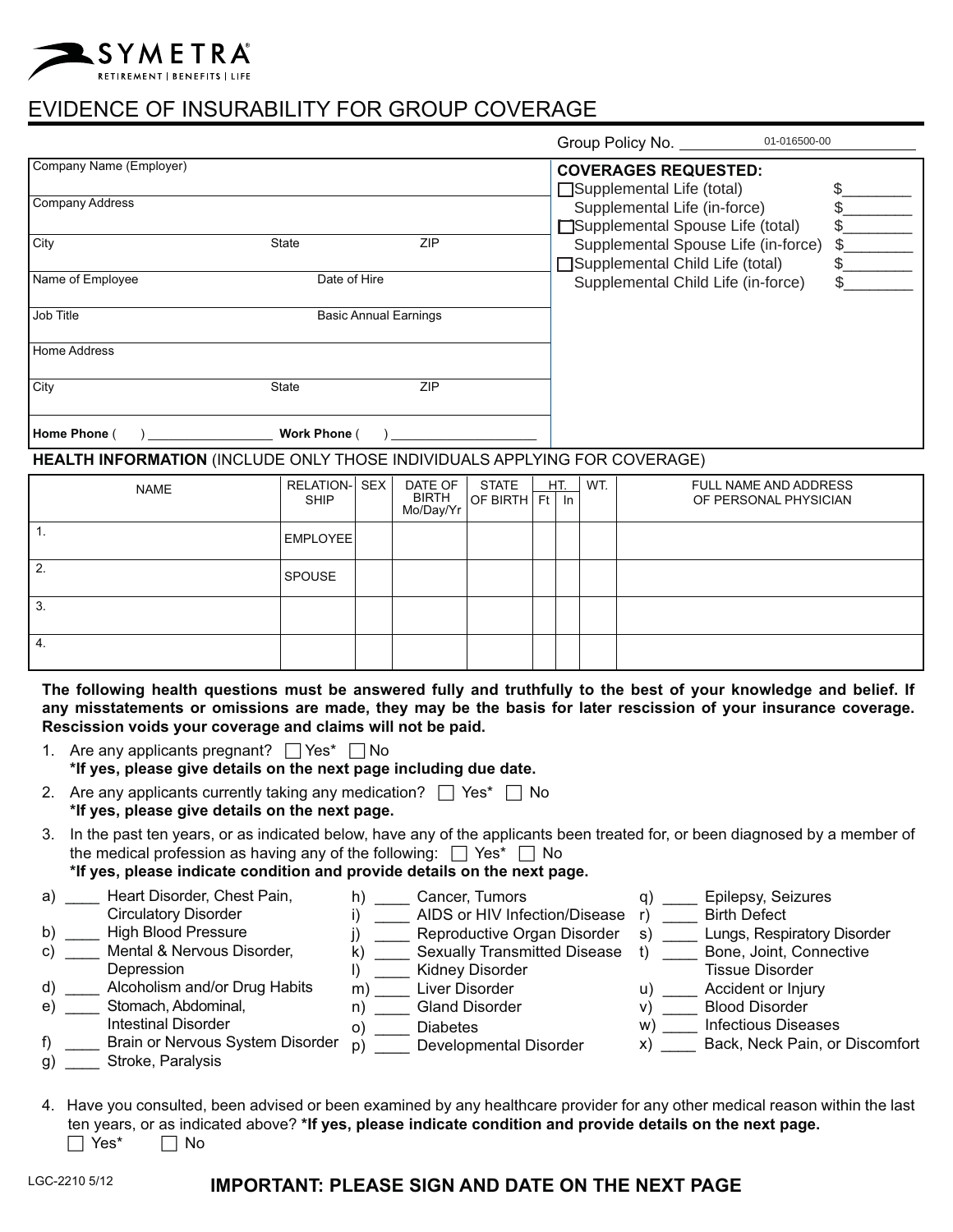SYMETRA®
RETIREMENT | BENEFITS | LIFE

# EVIDENCE OF INSURABILITY FOR GROUP COVERAGE

Group Policy No. 01-016500-00

Company Name (Employer)

Company Address

City | State | ZIP

Name of Employee | Date of Hire

Job Title | Basic Annual Earnings

Home Address

City | State | ZIP

**Home Phone** ( ) ________________ **Work Phone** ( ) ________________

**COVERAGES REQUESTED:**

- ☐ Supplemental Life (total) $________
- Supplemental Life (in-force) $________
- ☐ Supplemental Spouse Life (total) $________
- Supplemental Spouse Life (in-force) $________
- ☐ Supplemental Child Life (total) $________
- Supplemental Child Life (in-force) $________

## HEALTH INFORMATION (INCLUDE ONLY THOSE INDIVIDUALS APPLYING FOR COVERAGE)

| NAME | RELATIONSHIP | SEX | DATE OF BIRTH Mo/Day/Yr | STATE OF BIRTH | HT. Ft | HT. In | WT. | FULL NAME AND ADDRESS OF PERSONAL PHYSICIAN |
|---|---|---|---|---|---|---|---|---|
| 1. | EMPLOYEE | | | | | | | |
| 2. | SPOUSE | | | | | | | |
| 3. | | | | | | | | |
| 4. | | | | | | | | |

**The following health questions must be answered fully and truthfully to the best of your knowledge and belief. If any misstatements or omissions are made, they may be the basis for later rescission of your insurance coverage. Rescission voids your coverage and claims will not be paid.**

1. Are any applicants pregnant? ☐ Yes* ☐ No
   **\*If yes, please give details on the next page including due date.**
2. Are any applicants currently taking any medication? ☐ Yes* ☐ No
   **\*If yes, please give details on the next page.**
3. In the past ten years, or as indicated below, have any of the applicants been treated for, or been diagnosed by a member of the medical profession as having any of the following: ☐ Yes* ☐ No
   **\*If yes, please indicate condition and provide details on the next page.**

a) ____ Heart Disorder, Chest Pain, Circulatory Disorder
b) ____ High Blood Pressure
c) ____ Mental & Nervous Disorder, Depression
d) ____ Alcoholism and/or Drug Habits
e) ____ Stomach, Abdominal, Intestinal Disorder
f) ____ Brain or Nervous System Disorder
g) ____ Stroke, Paralysis
h) ____ Cancer, Tumors
i) ____ AIDS or HIV Infection/Disease
j) ____ Reproductive Organ Disorder
k) ____ Sexually Transmitted Disease
l) ____ Kidney Disorder
m) ____ Liver Disorder
n) ____ Gland Disorder
o) ____ Diabetes
p) ____ Developmental Disorder
q) ____ Epilepsy, Seizures
r) ____ Birth Defect
s) ____ Lungs, Respiratory Disorder
t) ____ Bone, Joint, Connective Tissue Disorder
u) ____ Accident or Injury
v) ____ Blood Disorder
w) ____ Infectious Diseases
x) ____ Back, Neck Pain, or Discomfort

4. Have you consulted, been advised or been examined by any healthcare provider for any other medical reason within the last ten years, or as indicated above? **\*If yes, please indicate condition and provide details on the next page.**
   ☐ Yes* ☐ No

LGC-2210 5/12

**IMPORTANT: PLEASE SIGN AND DATE ON THE NEXT PAGE**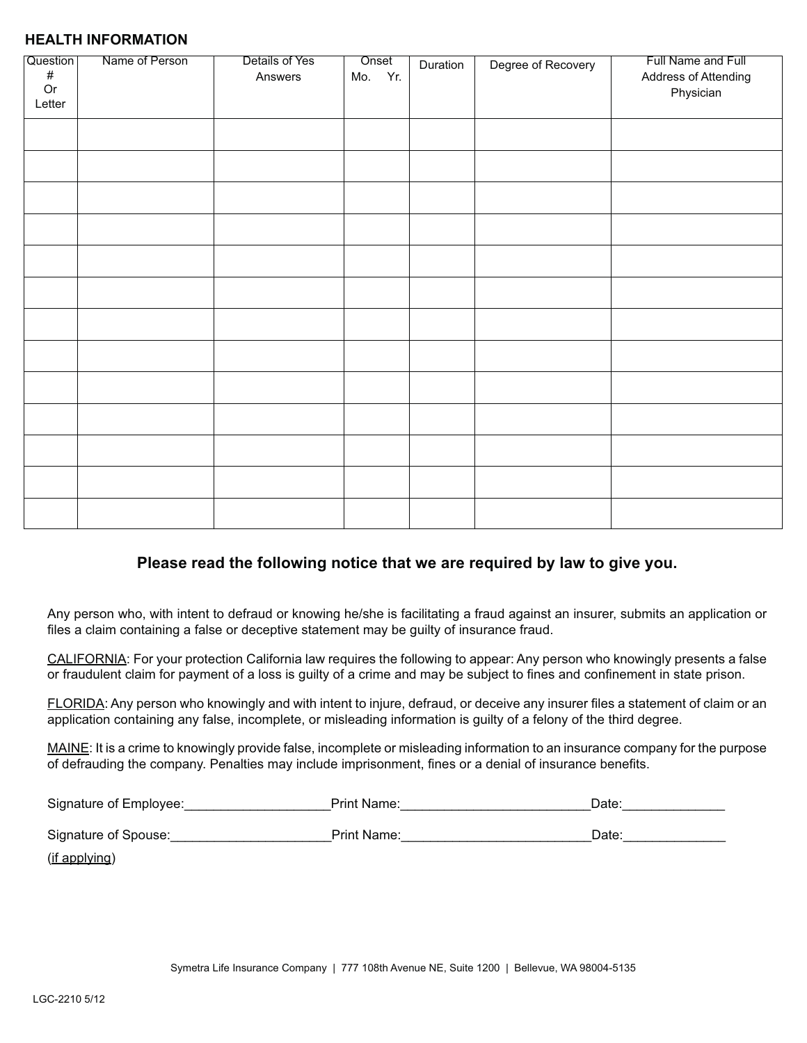## HEALTH INFORMATION

| Question # Or Letter | Name of Person | Details of Yes Answers | Onset Mo. Yr. | Duration | Degree of Recovery | Full Name and Full Address of Attending Physician |
|---|---|---|---|---|---|---|
| | | | | | | |
| | | | | | | |
| | | | | | | |
| | | | | | | |
| | | | | | | |
| | | | | | | |
| | | | | | | |
| | | | | | | |
| | | | | | | |
| | | | | | | |
| | | | | | | |
| | | | | | | |
| | | | | | | |

### Please read the following notice that we are required by law to give you.

Any person who, with intent to defraud or knowing he/she is facilitating a fraud against an insurer, submits an application or files a claim containing a false or deceptive statement may be guilty of insurance fraud.

CALIFORNIA: For your protection California law requires the following to appear: Any person who knowingly presents a false or fraudulent claim for payment of a loss is guilty of a crime and may be subject to fines and confinement in state prison.

FLORIDA: Any person who knowingly and with intent to injure, defraud, or deceive any insurer files a statement of claim or an application containing any false, incomplete, or misleading information is guilty of a felony of the third degree.

MAINE: It is a crime to knowingly provide false, incomplete or misleading information to an insurance company for the purpose of defrauding the company. Penalties may include imprisonment, fines or a denial of insurance benefits.

Signature of Employee:____________________Print Name:__________________________Date:_____________

Signature of Spouse:______________________Print Name:__________________________Date:_____________
(if applying)

Symetra Life Insurance Company | 777 108th Avenue NE, Suite 1200 | Bellevue, WA 98004-5135

LGC-2210 5/12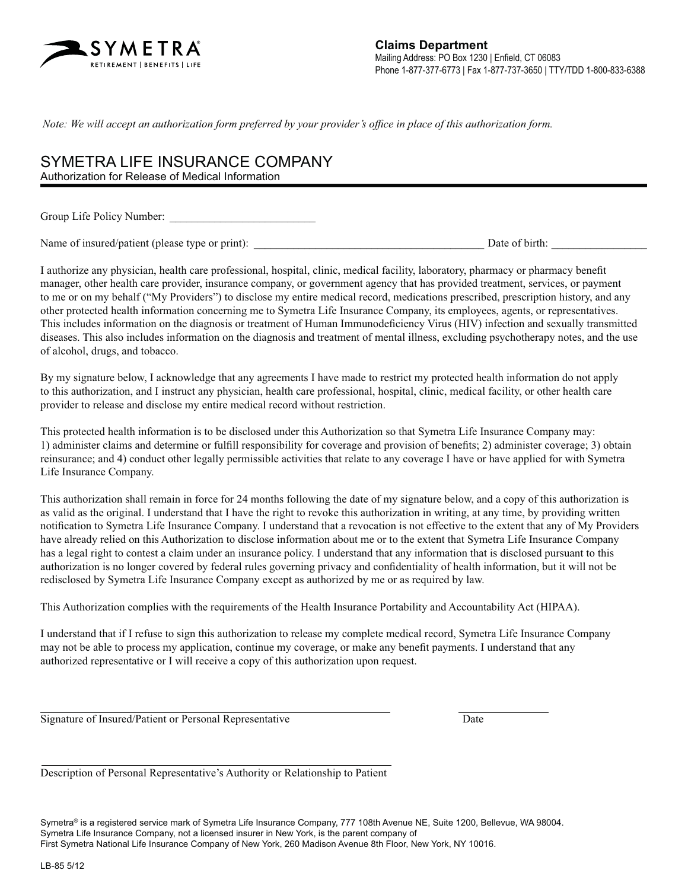SYMETRA
RETIREMENT | BENEFITS | LIFE

**Claims Department**
Mailing Address: PO Box 1230 | Enfield, CT 06083
Phone 1-877-377-6773 | Fax 1-877-737-3650 | TTY/TDD 1-800-833-6388

*Note: We will accept an authorization form preferred by your provider's office in place of this authorization form.*

# SYMETRA LIFE INSURANCE COMPANY

Authorization for Release of Medical Information

Group Life Policy Number: \_\_\_\_\_\_\_\_\_\_\_\_\_\_\_\_\_\_\_\_\_\_\_\_\_\_

Name of insured/patient (please type or print): \_\_\_\_\_\_\_\_\_\_\_\_\_\_\_\_\_\_\_\_\_\_\_\_\_\_\_\_\_\_\_\_\_\_\_\_\_\_\_\_\_\_ Date of birth: \_\_\_\_\_\_\_\_\_\_\_\_\_\_\_\_\_\_

I authorize any physician, health care professional, hospital, clinic, medical facility, laboratory, pharmacy or pharmacy benefit manager, other health care provider, insurance company, or government agency that has provided treatment, services, or payment to me or on my behalf ("My Providers") to disclose my entire medical record, medications prescribed, prescription history, and any other protected health information concerning me to Symetra Life Insurance Company, its employees, agents, or representatives. This includes information on the diagnosis or treatment of Human Immunodeficiency Virus (HIV) infection and sexually transmitted diseases. This also includes information on the diagnosis and treatment of mental illness, excluding psychotherapy notes, and the use of alcohol, drugs, and tobacco.

By my signature below, I acknowledge that any agreements I have made to restrict my protected health information do not apply to this authorization, and I instruct any physician, health care professional, hospital, clinic, medical facility, or other health care provider to release and disclose my entire medical record without restriction.

This protected health information is to be disclosed under this Authorization so that Symetra Life Insurance Company may: 1) administer claims and determine or fulfill responsibility for coverage and provision of benefits; 2) administer coverage; 3) obtain reinsurance; and 4) conduct other legally permissible activities that relate to any coverage I have or have applied for with Symetra Life Insurance Company.

This authorization shall remain in force for 24 months following the date of my signature below, and a copy of this authorization is as valid as the original. I understand that I have the right to revoke this authorization in writing, at any time, by providing written notification to Symetra Life Insurance Company. I understand that a revocation is not effective to the extent that any of My Providers have already relied on this Authorization to disclose information about me or to the extent that Symetra Life Insurance Company has a legal right to contest a claim under an insurance policy. I understand that any information that is disclosed pursuant to this authorization is no longer covered by federal rules governing privacy and confidentiality of health information, but it will not be redisclosed by Symetra Life Insurance Company except as authorized by me or as required by law.

This Authorization complies with the requirements of the Health Insurance Portability and Accountability Act (HIPAA).

I understand that if I refuse to sign this authorization to release my complete medical record, Symetra Life Insurance Company may not be able to process my application, continue my coverage, or make any benefit payments. I understand that any authorized representative or I will receive a copy of this authorization upon request.

\_\_\_\_\_\_\_\_\_\_\_\_\_\_\_\_\_\_\_\_\_\_\_\_\_\_\_\_\_\_\_\_\_\_\_\_\_\_\_\_\_\_\_\_\_\_\_\_\_\_\_\_\_\_\_\_ \_\_\_\_\_\_\_\_\_\_\_\_\_\_\_
Signature of Insured/Patient or Personal Representative Date

\_\_\_\_\_\_\_\_\_\_\_\_\_\_\_\_\_\_\_\_\_\_\_\_\_\_\_\_\_\_\_\_\_\_\_\_\_\_\_\_\_\_\_\_\_\_\_\_\_\_\_\_\_\_\_\_
Description of Personal Representative's Authority or Relationship to Patient

Symetra® is a registered service mark of Symetra Life Insurance Company, 777 108th Avenue NE, Suite 1200, Bellevue, WA 98004.
Symetra Life Insurance Company, not a licensed insurer in New York, is the parent company of
First Symetra National Life Insurance Company of New York, 260 Madison Avenue 8th Floor, New York, NY 10016.

LB-85 5/12